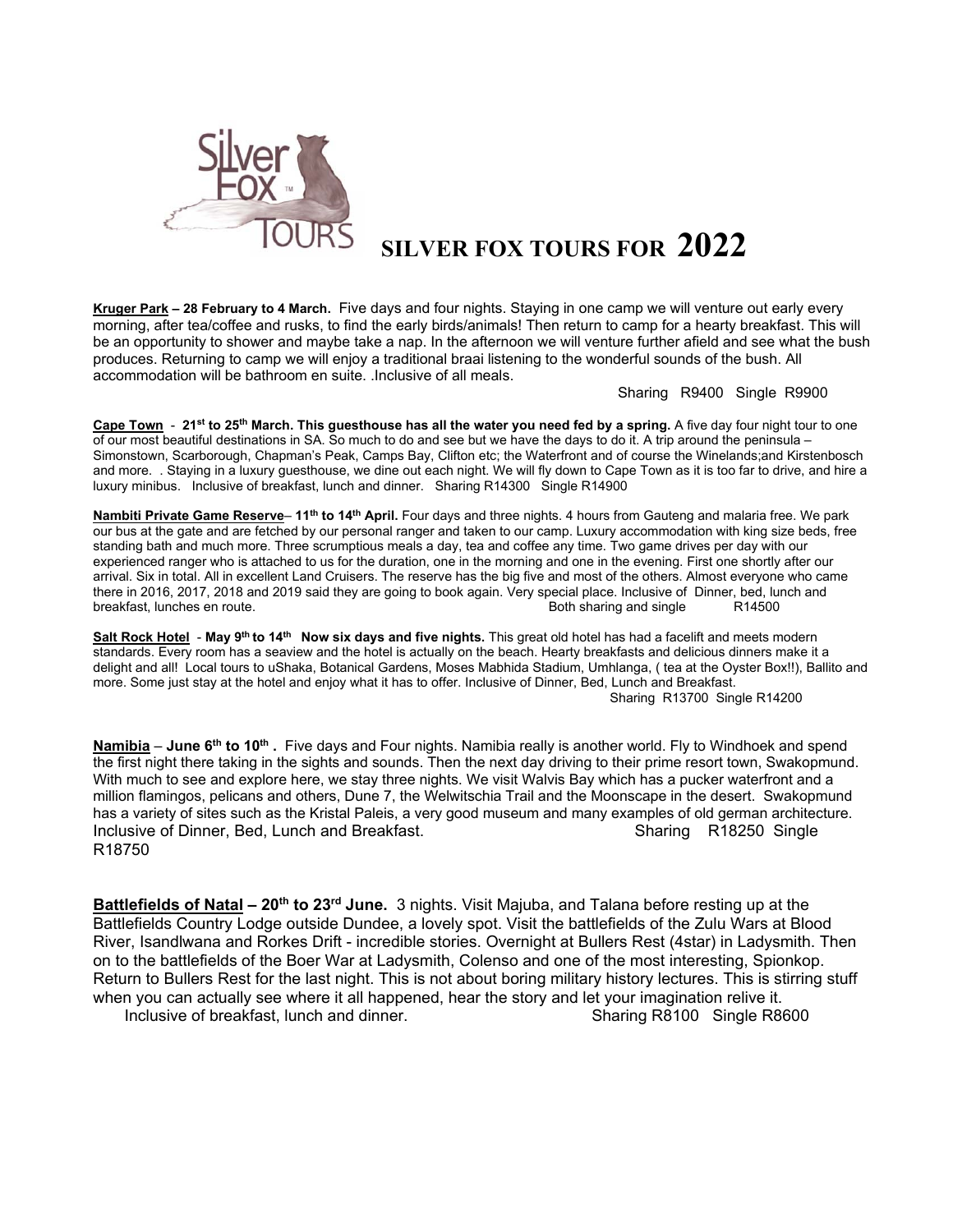# SILVER FOX TOURS FOR 2022

**Kruger Park – 28 February to 4 March.** Five days and four nights. Staying in one camp we will venture out early every morning, after tea/coffee and rusks, to find the early birds/animals! Then return to camp for a hearty breakfast. This will be an opportunity to shower and maybe take a nap. In the afternoon we will venture further afield and see what the bush produces. Returning to camp we will enjoy a traditional braai listening to the wonderful sounds of the bush. All accommodation will be bathroom en suite. .Inclusive of all meals.

Sharing R9400 Single R9900

**Cape Town - 21st to 25th March. This guesthouse has all the water you need fed by a spring.** A five day four night tour to one of our most beautiful destinations in SA. So much to do and see but we have the days to do it. A trip around the peninsula – Simonstown, Scarborough, Chapman's Peak, Camps Bay, Clifton etc; the Waterfront and of course the Winelands;and Kirstenbosch and more. . Staying in a luxury guesthouse, we dine out each night. We will fly down to Cape Town as it is too far to drive, and hire a luxury minibus. Inclusive of breakfast, lunch and dinner. Sharing R14300 Single R14900

**Nambiti Private Game Reserve– 11th to 14th April.** Four days and three nights. 4 hours from Gauteng and malaria free. We park our bus at the gate and are fetched by our personal ranger and taken to our camp. Luxury accommodation with king size beds, free standing bath and much more. Three scrumptious meals a day, tea and coffee any time. Two game drives per day with our experienced ranger who is attached to us for the duration, one in the morning and one in the evening. First one shortly after our arrival. Six in total. All in excellent Land Cruisers. The reserve has the big five and most of the others. Almost everyone who came there in 2016, 2017, 2018 and 2019 said they are going to book again. Very special place. Inclusive of Dinner, bed, lunch and breakfast, lunches en route. Both sharing and single R14500

**Salt Rock Hotel - May 9th to 14th Now six days and five nights.** This great old hotel has had a facelift and meets modern standards. Every room has a seaview and the hotel is actually on the beach. Hearty breakfasts and delicious dinners make it a delight and all! Local tours to uShaka, Botanical Gardens, Moses Mabhida Stadium, Umhlanga, ( tea at the Oyster Box!!), Ballito and more. Some just stay at the hotel and enjoy what it has to offer. Inclusive of Dinner, Bed, Lunch and Breakfast.

Sharing R13700 Single R14200

**Namibia – June 6th to 10th .** Five days and Four nights. Namibia really is another world. Fly to Windhoek and spend the first night there taking in the sights and sounds. Then the next day driving to their prime resort town, Swakopmund. With much to see and explore here, we stay three nights. We visit Walvis Bay which has a pucker waterfront and a million flamingos, pelicans and others, Dune 7, the Welwitschia Trail and the Moonscape in the desert. Swakopmund has a variety of sites such as the Kristal Paleis, a very good museum and many examples of old german architecture. Inclusive of Dinner, Bed, Lunch and Breakfast. Sharing R18250 Single R18750

**Battlefields of Natal – 20th to 23rd June.** 3 nights. Visit Majuba, and Talana before resting up at the Battlefields Country Lodge outside Dundee, a lovely spot. Visit the battlefields of the Zulu Wars at Blood River, Isandlwana and Rorkes Drift - incredible stories. Overnight at Bullers Rest (4star) in Ladysmith. Then on to the battlefields of the Boer War at Ladysmith, Colenso and one of the most interesting, Spionkop. Return to Bullers Rest for the last night. This is not about boring military history lectures. This is stirring stuff when you can actually see where it all happened, hear the story and let your imagination relive it.

Inclusive of breakfast, lunch and dinner. Sharing R8100 Single R8600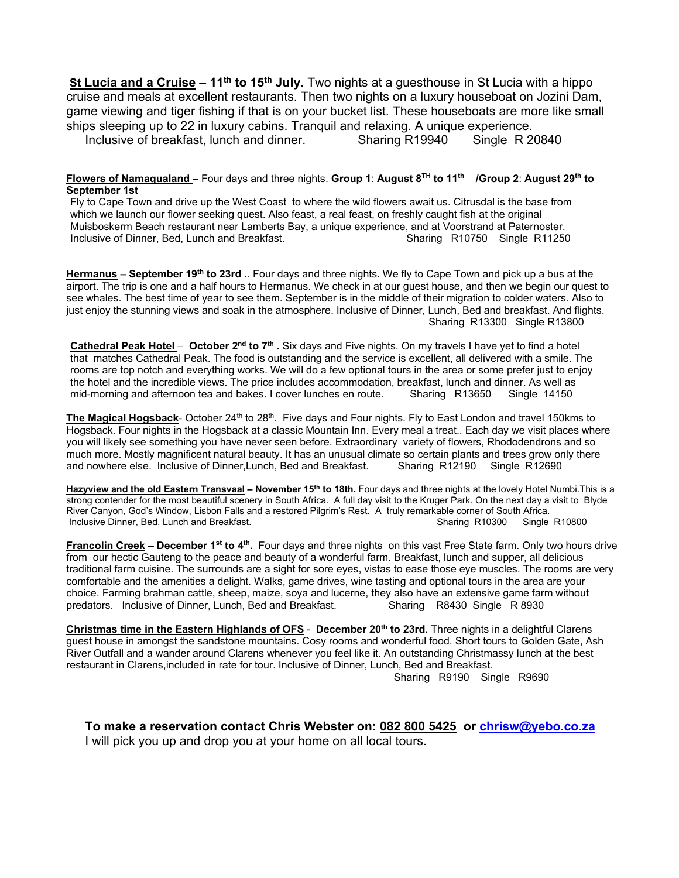**St Lucia and a Cruise – 11th to 15th July.** Two nights at a guesthouse in St Lucia with a hippo cruise and meals at excellent restaurants. Then two nights on a luxury houseboat on Jozini Dam, game viewing and tiger fishing if that is on your bucket list. These houseboats are more like small ships sleeping up to 22 in luxury cabins. Tranquil and relaxing. A unique experience.
Inclusive of breakfast, lunch and dinner. Sharing R19940 Single R 20840

**Flowers of Namaqualand** – Four days and three nights. **Group 1**: **August 8TH to 11th /Group 2**: **August 29th to September 1st**
Fly to Cape Town and drive up the West Coast to where the wild flowers await us. Citrusdal is the base from which we launch our flower seeking quest. Also feast, a real feast, on freshly caught fish at the original Muisboskerm Beach restaurant near Lamberts Bay, a unique experience, and at Voorstrand at Paternoster.
Inclusive of Dinner, Bed, Lunch and Breakfast. Sharing R10750 Single R11250

**Hermanus – September 19th to 23rd** .. Four days and three nights**.** We fly to Cape Town and pick up a bus at the airport. The trip is one and a half hours to Hermanus. We check in at our guest house, and then we begin our quest to see whales. The best time of year to see them. September is in the middle of their migration to colder waters. Also to just enjoy the stunning views and soak in the atmosphere. Inclusive of Dinner, Lunch, Bed and breakfast. And flights.
Sharing R13300 Single R13800

**Cathedral Peak Hotel** – **October 2nd to 7th .** Six days and Five nights. On my travels I have yet to find a hotel that matches Cathedral Peak. The food is outstanding and the service is excellent, all delivered with a smile. The rooms are top notch and everything works. We will do a few optional tours in the area or some prefer just to enjoy the hotel and the incredible views. The price includes accommodation, breakfast, lunch and dinner. As well as mid-morning and afternoon tea and bakes. I cover lunches en route. Sharing R13650 Single 14150

**The Magical Hogsback**- October 24th to 28th. Five days and Four nights. Fly to East London and travel 150kms to Hogsback. Four nights in the Hogsback at a classic Mountain Inn. Every meal a treat.. Each day we visit places where you will likely see something you have never seen before. Extraordinary variety of flowers, Rhododendrons and so much more. Mostly magnificent natural beauty. It has an unusual climate so certain plants and trees grow only there and nowhere else. Inclusive of Dinner,Lunch, Bed and Breakfast. Sharing R12190 Single R12690

**Hazyview and the old Eastern Transvaal – November 15th to 18th.** Four days and three nights at the lovely Hotel Numbi.This is a strong contender for the most beautiful scenery in South Africa. A full day visit to the Kruger Park. On the next day a visit to Blyde River Canyon, God's Window, Lisbon Falls and a restored Pilgrim's Rest. A truly remarkable corner of South Africa.
Inclusive Dinner, Bed, Lunch and Breakfast. Sharing R10300 Single R10800

**Francolin Creek** – **December 1st to 4th.** Four days and three nights on this vast Free State farm. Only two hours drive from our hectic Gauteng to the peace and beauty of a wonderful farm. Breakfast, lunch and supper, all delicious traditional farm cuisine. The surrounds are a sight for sore eyes, vistas to ease those eye muscles. The rooms are very comfortable and the amenities a delight. Walks, game drives, wine tasting and optional tours in the area are your choice. Farming brahman cattle, sheep, maize, soya and lucerne, they also have an extensive game farm without predators. Inclusive of Dinner, Lunch, Bed and Breakfast. Sharing R8430 Single R 8930

**Christmas time in the Eastern Highlands of OFS** - **December 20th to 23rd.** Three nights in a delightful Clarens guest house in amongst the sandstone mountains. Cosy rooms and wonderful food. Short tours to Golden Gate, Ash River Outfall and a wander around Clarens whenever you feel like it. An outstanding Christmassy lunch at the best restaurant in Clarens,included in rate for tour. Inclusive of Dinner, Lunch, Bed and Breakfast.
Sharing R9190 Single R9690

**To make a reservation contact Chris Webster on: 082 800 5425 or chrisw@yebo.co.za**
I will pick you up and drop you at your home on all local tours.